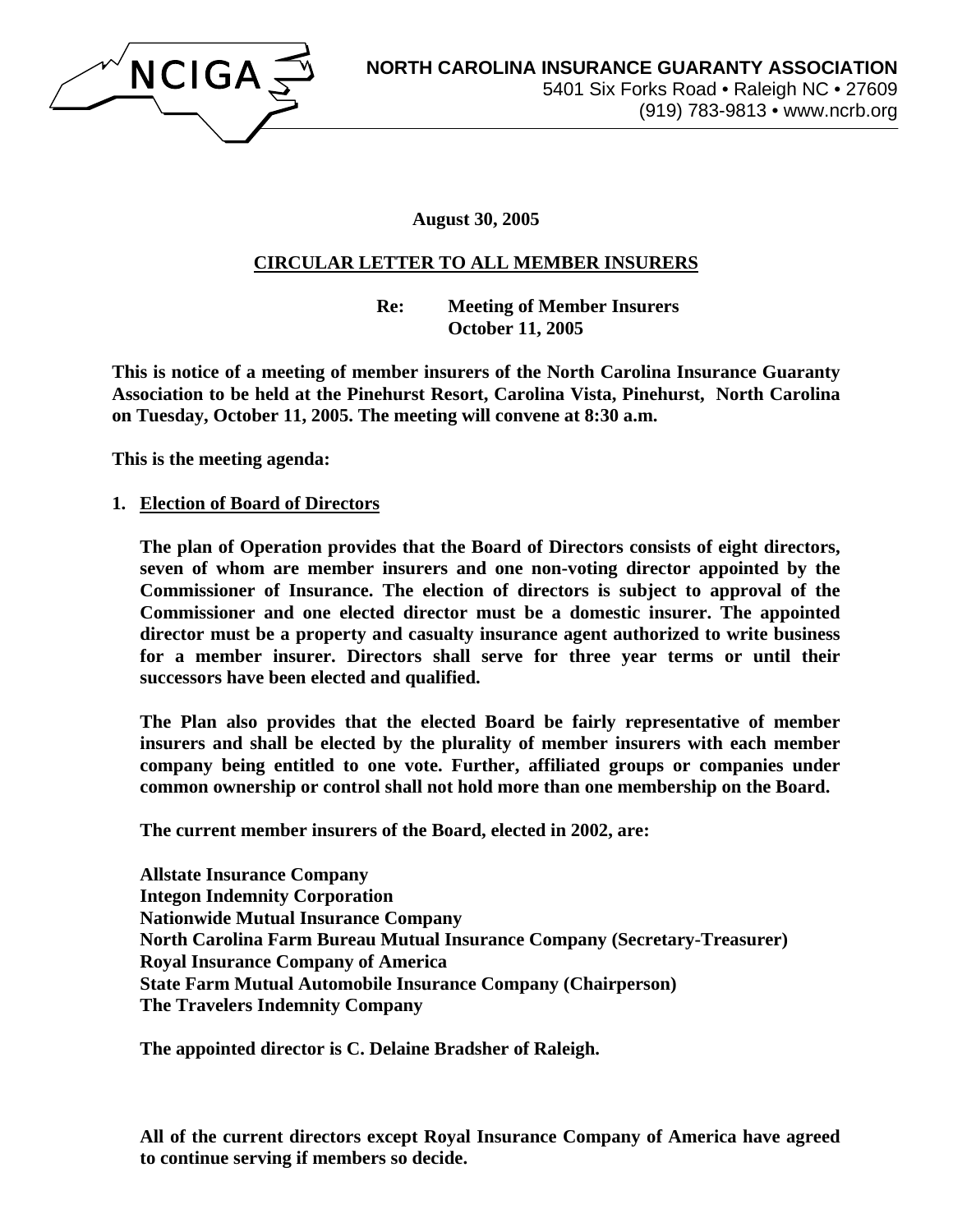NCIGA

**NORTH CAROLINA INSURANCE GUARANTY ASSOCIATION**
5401 Six Forks Road • Raleigh NC • 27609
(919) 783-9813 • www.ncrb.org

**August 30, 2005**

**CIRCULAR LETTER TO ALL MEMBER INSURERS**

**Re: Meeting of Member Insurers**
**October 11, 2005**

**This is notice of a meeting of member insurers of the North Carolina Insurance Guaranty Association to be held at the Pinehurst Resort, Carolina Vista, Pinehurst, North Carolina on Tuesday, October 11, 2005. The meeting will convene at 8:30 a.m.**

**This is the meeting agenda:**

1. **Election of Board of Directors**

   **The plan of Operation provides that the Board of Directors consists of eight directors, seven of whom are member insurers and one non-voting director appointed by the Commissioner of Insurance. The election of directors is subject to approval of the Commissioner and one elected director must be a domestic insurer. The appointed director must be a property and casualty insurance agent authorized to write business for a member insurer. Directors shall serve for three year terms or until their successors have been elected and qualified.**

   **The Plan also provides that the elected Board be fairly representative of member insurers and shall be elected by the plurality of member insurers with each member company being entitled to one vote. Further, affiliated groups or companies under common ownership or control shall not hold more than one membership on the Board.**

   **The current member insurers of the Board, elected in 2002, are:**

   **Allstate Insurance Company**
   **Integon Indemnity Corporation**
   **Nationwide Mutual Insurance Company**
   **North Carolina Farm Bureau Mutual Insurance Company (Secretary-Treasurer)**
   **Royal Insurance Company of America**
   **State Farm Mutual Automobile Insurance Company (Chairperson)**
   **The Travelers Indemnity Company**

   **The appointed director is C. Delaine Bradsher of Raleigh.**

   **All of the current directors except Royal Insurance Company of America have agreed to continue serving if members so decide.**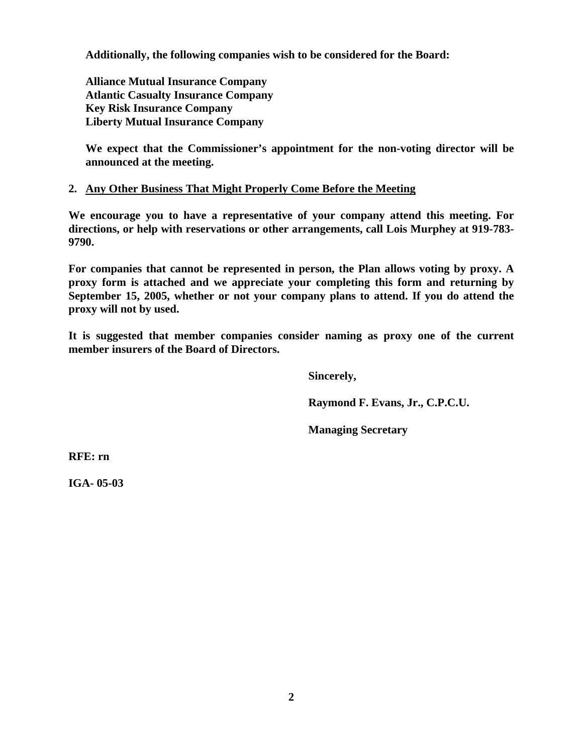**Additionally, the following companies wish to be considered for the Board:**

**Alliance Mutual Insurance Company**
**Atlantic Casualty Insurance Company**
**Key Risk Insurance Company**
**Liberty Mutual Insurance Company**

**We expect that the Commissioner's appointment for the non-voting director will be announced at the meeting.**

**2. Any Other Business That Might Properly Come Before the Meeting**

**We encourage you to have a representative of your company attend this meeting. For directions, or help with reservations or other arrangements, call Lois Murphey at 919-783-9790.**

**For companies that cannot be represented in person, the Plan allows voting by proxy. A proxy form is attached and we appreciate your completing this form and returning by September 15, 2005, whether or not your company plans to attend. If you do attend the proxy will not by used.**

**It is suggested that member companies consider naming as proxy one of the current member insurers of the Board of Directors.**

**Sincerely,**

**Raymond F. Evans, Jr., C.P.C.U.**

**Managing Secretary**

**RFE: rn**

**IGA- 05-03**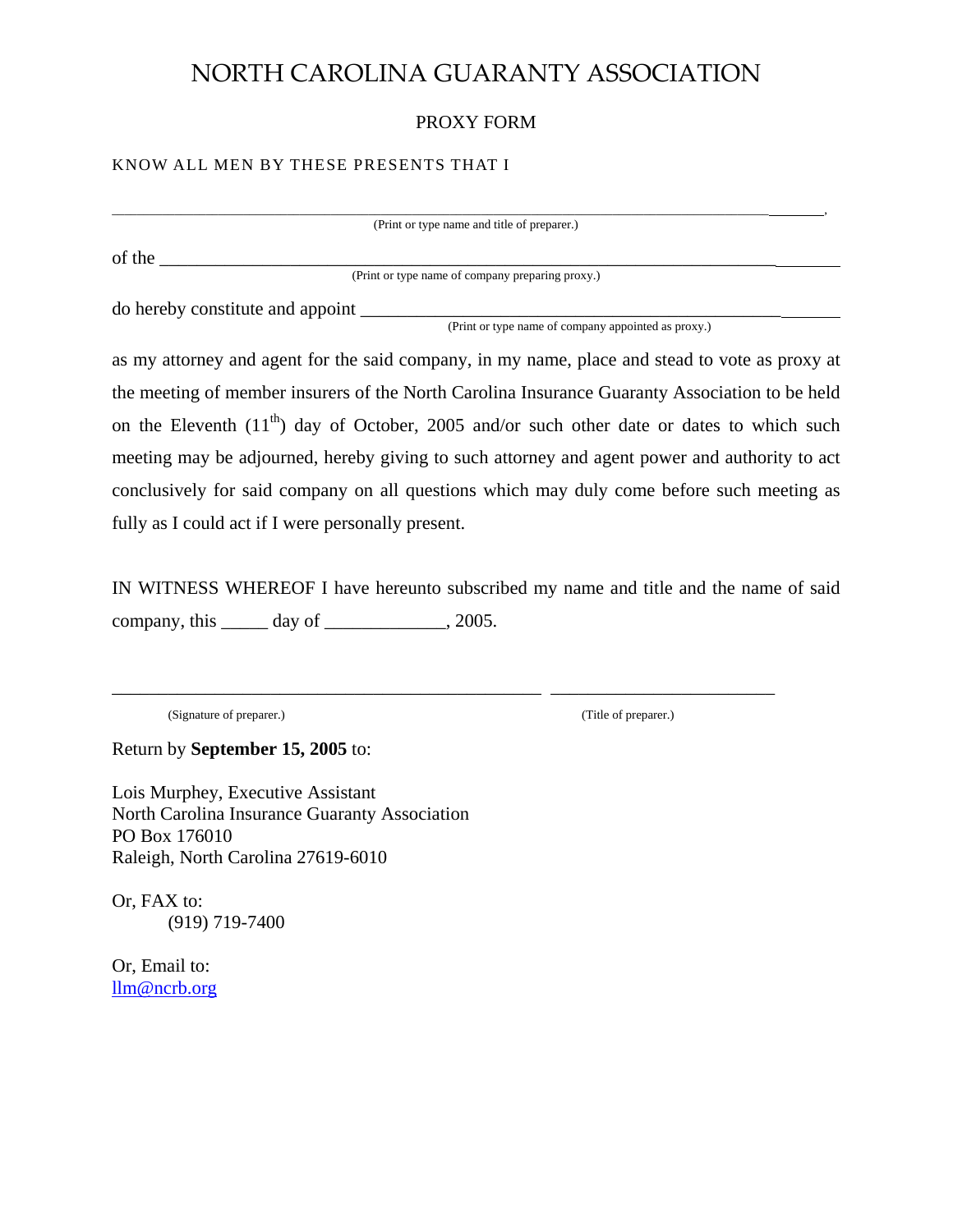# NORTH CAROLINA GUARANTY ASSOCIATION

## PROXY FORM

KNOW ALL MEN BY THESE PRESENTS THAT I

________________________________________________________________________________,
(Print or type name and title of preparer.)

of the ____________________________________________________________________
(Print or type name of company preparing proxy.)

do hereby constitute and appoint ___________________________________________
(Print or type name of company appointed as proxy.)

as my attorney and agent for the said company, in my name, place and stead to vote as proxy at the meeting of member insurers of the North Carolina Insurance Guaranty Association to be held on the Eleventh (11th) day of October, 2005 and/or such other date or dates to which such meeting may be adjourned, hereby giving to such attorney and agent power and authority to act conclusively for said company on all questions which may duly come before such meeting as fully as I could act if I were personally present.

IN WITNESS WHEREOF I have hereunto subscribed my name and title and the name of said company, this _____ day of _____________, 2005.

_______________________________________________ ________________________

(Signature of preparer.) (Title of preparer.)

Return by **September 15, 2005** to:

Lois Murphey, Executive Assistant
North Carolina Insurance Guaranty Association
PO Box 176010
Raleigh, North Carolina 27619-6010

Or, FAX to:
(919) 719-7400

Or, Email to:
llm@ncrb.org